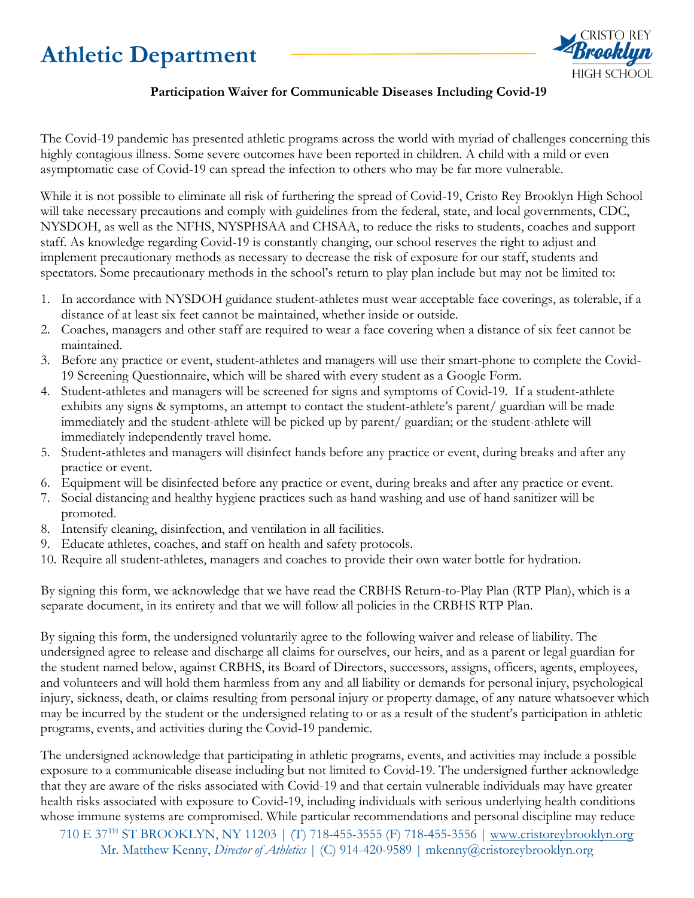# Athletic Department

CRISTO REY Brooklyn HIGH SCHOOL

**Participation Waiver for Communicable Diseases Including Covid-19**

The Covid-19 pandemic has presented athletic programs across the world with myriad of challenges concerning this highly contagious illness. Some severe outcomes have been reported in children. A child with a mild or even asymptomatic case of Covid-19 can spread the infection to others who may be far more vulnerable.

While it is not possible to eliminate all risk of furthering the spread of Covid-19, Cristo Rey Brooklyn High School will take necessary precautions and comply with guidelines from the federal, state, and local governments, CDC, NYSDOH, as well as the NFHS, NYSPHSAA and CHSAA, to reduce the risks to students, coaches and support staff. As knowledge regarding Covid-19 is constantly changing, our school reserves the right to adjust and implement precautionary methods as necessary to decrease the risk of exposure for our staff, students and spectators. Some precautionary methods in the school's return to play plan include but may not be limited to:

1. In accordance with NYSDOH guidance student-athletes must wear acceptable face coverings, as tolerable, if a distance of at least six feet cannot be maintained, whether inside or outside.
2. Coaches, managers and other staff are required to wear a face covering when a distance of six feet cannot be maintained.
3. Before any practice or event, student-athletes and managers will use their smart-phone to complete the Covid-19 Screening Questionnaire, which will be shared with every student as a Google Form.
4. Student-athletes and managers will be screened for signs and symptoms of Covid-19. If a student-athlete exhibits any signs & symptoms, an attempt to contact the student-athlete's parent/ guardian will be made immediately and the student-athlete will be picked up by parent/ guardian; or the student-athlete will immediately independently travel home.
5. Student-athletes and managers will disinfect hands before any practice or event, during breaks and after any practice or event.
6. Equipment will be disinfected before any practice or event, during breaks and after any practice or event.
7. Social distancing and healthy hygiene practices such as hand washing and use of hand sanitizer will be promoted.
8. Intensify cleaning, disinfection, and ventilation in all facilities.
9. Educate athletes, coaches, and staff on health and safety protocols.
10. Require all student-athletes, managers and coaches to provide their own water bottle for hydration.

By signing this form, we acknowledge that we have read the CRBHS Return-to-Play Plan (RTP Plan), which is a separate document, in its entirety and that we will follow all policies in the CRBHS RTP Plan.

By signing this form, the undersigned voluntarily agree to the following waiver and release of liability. The undersigned agree to release and discharge all claims for ourselves, our heirs, and as a parent or legal guardian for the student named below, against CRBHS, its Board of Directors, successors, assigns, officers, agents, employees, and volunteers and will hold them harmless from any and all liability or demands for personal injury, psychological injury, sickness, death, or claims resulting from personal injury or property damage, of any nature whatsoever which may be incurred by the student or the undersigned relating to or as a result of the student's participation in athletic programs, events, and activities during the Covid-19 pandemic.

The undersigned acknowledge that participating in athletic programs, events, and activities may include a possible exposure to a communicable disease including but not limited to Covid-19. The undersigned further acknowledge that they are aware of the risks associated with Covid-19 and that certain vulnerable individuals may have greater health risks associated with exposure to Covid-19, including individuals with serious underlying health conditions whose immune systems are compromised. While particular recommendations and personal discipline may reduce

710 E 37TH ST BROOKLYN, NY 11203 | (T) 718-455-3555 (F) 718-455-3556 | www.cristoreybrooklyn.org
Mr. Matthew Kenny, *Director of Athletics* | (C) 914-420-9589 | mkenny@cristoreybrooklyn.org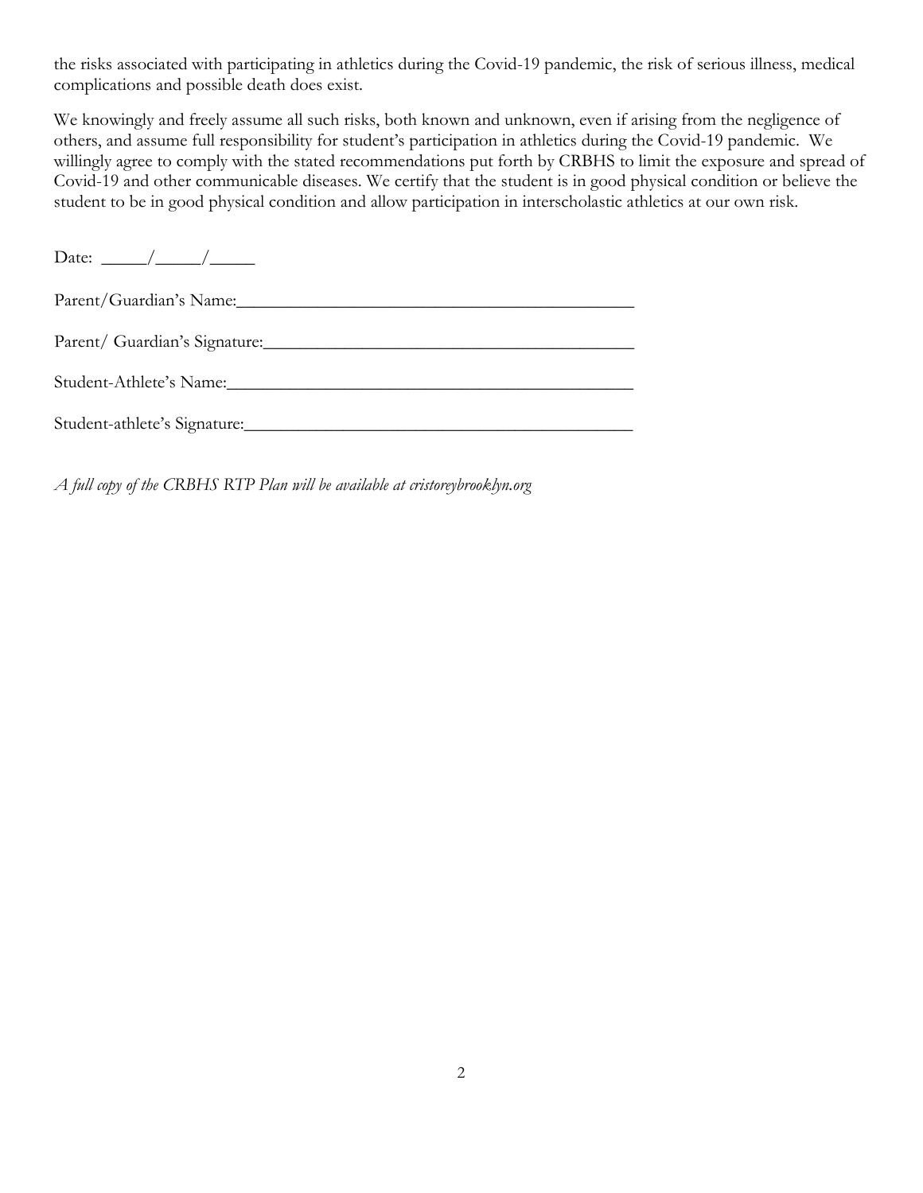the risks associated with participating in athletics during the Covid-19 pandemic, the risk of serious illness, medical complications and possible death does exist.

We knowingly and freely assume all such risks, both known and unknown, even if arising from the negligence of others, and assume full responsibility for student's participation in athletics during the Covid-19 pandemic. We willingly agree to comply with the stated recommendations put forth by CRBHS to limit the exposure and spread of Covid-19 and other communicable diseases. We certify that the student is in good physical condition or believe the student to be in good physical condition and allow participation in interscholastic athletics at our own risk.

Date: _____/_____/_____

Parent/Guardian's Name:_____________________________________________

Parent/ Guardian's Signature:_________________________________________

Student-Athlete's Name:______________________________________________

Student-athlete's Signature:____________________________________________

*A full copy of the CRBHS RTP Plan will be available at cristoreybrooklyn.org*